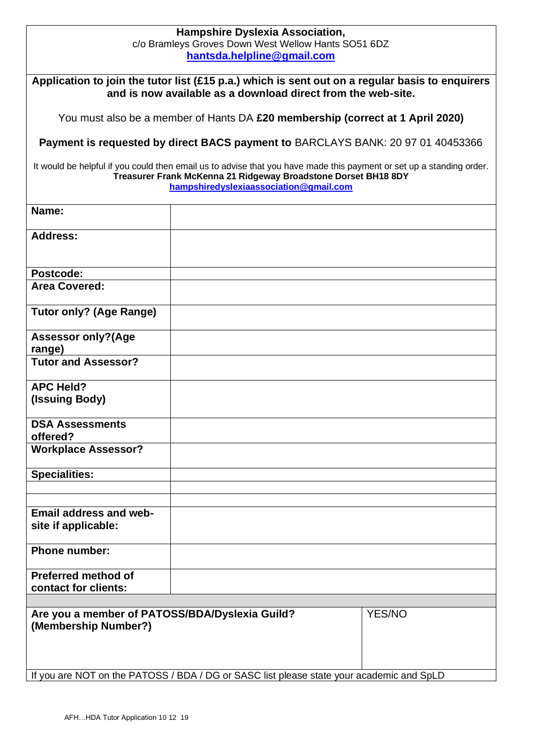**Hampshire Dyslexia Association,**
c/o Bramleys Groves Down West Wellow Hants SO51 6DZ
**hantsda.helpline@gmail.com**

**Application to join the tutor list (£15 p.a.) which is sent out on a regular basis to enquirers and is now available as a download direct from the web-site.**

You must also be a member of Hants DA **£20 membership (correct at 1 April 2020)**

**Payment is requested by direct BACS payment to** BARCLAYS BANK: 20 97 01 40453366

It would be helpful if you could then email us to advise that you have made this payment or set up a standing order.
**Treasurer Frank McKenna 21 Ridgeway Broadstone Dorset BH18 8DY**
**hampshiredyslexiaassociation@gmail.com**

| | |
|---|---|
| **Name:** | |
| **Address:** | |
| **Postcode:** | |
| **Area Covered:** | |
| **Tutor only? (Age Range)** | |
| **Assessor only?(Age range)** | |
| **Tutor and Assessor?** | |
| **APC Held? (Issuing Body)** | |
| **DSA Assessments offered?** | |
| **Workplace Assessor?** | |
| **Specialities:** | |
| | |
| | |
| **Email address and web-site if applicable:** | |
| **Phone number:** | |
| **Preferred method of contact for clients:** | |

| | |
|---|---|
| **Are you a member of PATOSS/BDA/Dyslexia Guild? (Membership Number?)** | YES/NO |

If you are NOT on the PATOSS / BDA / DG or SASC list please state your academic and SpLD

AFH…HDA Tutor Application 10 12 19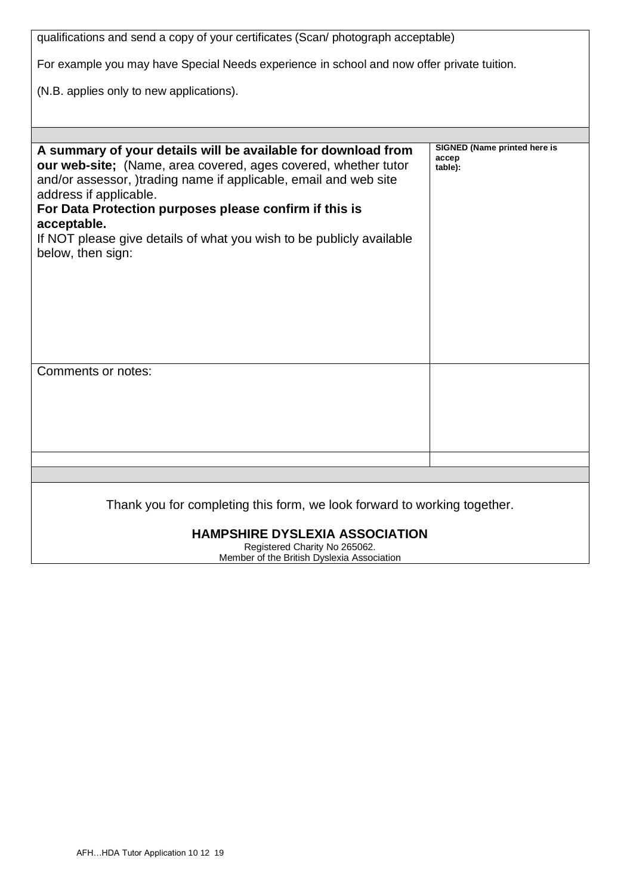qualifications and send a copy of your certificates (Scan/ photograph acceptable)

For example you may have Special Needs experience in school and now offer private tuition.

(N.B. applies only to new applications).

| | |
|---|---|
| **A summary of your details will be available for download from our web-site;** (Name, area covered, ages covered, whether tutor and/or assessor, )trading name if applicable, email and web site address if applicable.<br>**For Data Protection purposes please confirm if this is acceptable.**<br>If NOT please give details of what you wish to be publicly available below, then sign: | **SIGNED (Name printed here is accep table):** |
| Comments or notes: | |
| | |

Thank you for completing this form, we look forward to working together.

**HAMPSHIRE DYSLEXIA ASSOCIATION**

Registered Charity No 265062.
Member of the British Dyslexia Association

AFH…HDA Tutor Application 10 12 19